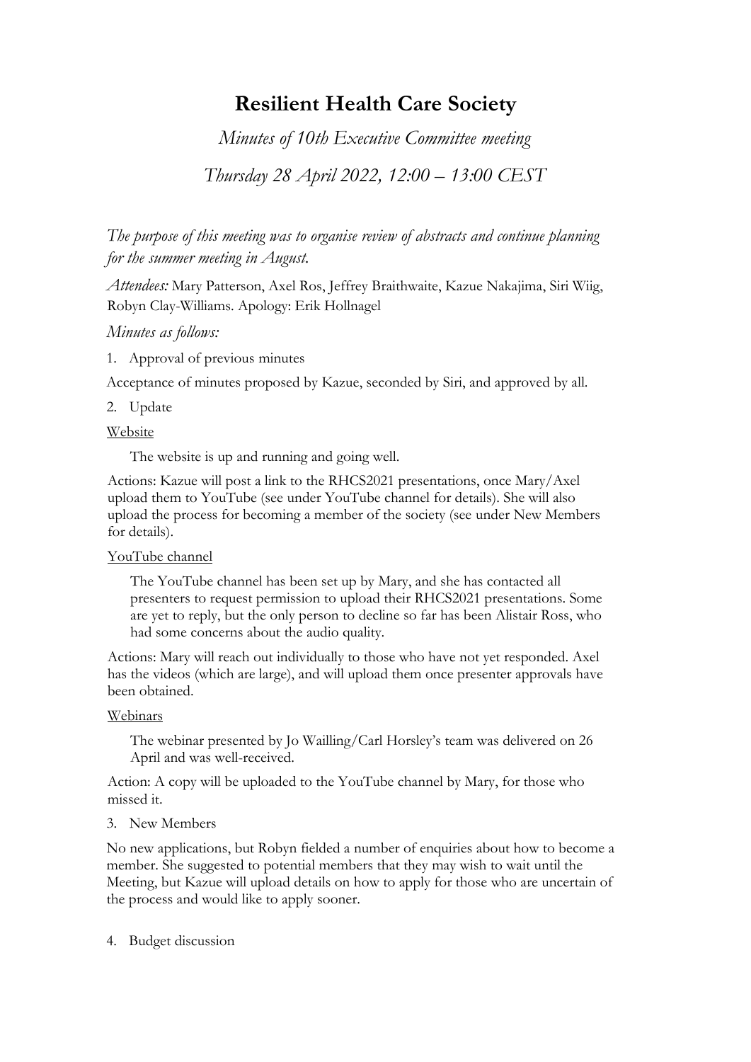# Resilient Health Care Society

*Minutes of 10th Executive Committee meeting*

*Thursday 28 April 2022, 12:00 – 13:00 CEST*

*The purpose of this meeting was to organise review of abstracts and continue planning for the summer meeting in August.*

*Attendees:* Mary Patterson, Axel Ros, Jeffrey Braithwaite, Kazue Nakajima, Siri Wiig, Robyn Clay-Williams. Apology: Erik Hollnagel

*Minutes as follows:*

1. Approval of previous minutes

Acceptance of minutes proposed by Kazue, seconded by Siri, and approved by all.

2. Update

<u>Website</u>

The website is up and running and going well.

Actions: Kazue will post a link to the RHCS2021 presentations, once Mary/Axel upload them to YouTube (see under YouTube channel for details). She will also upload the process for becoming a member of the society (see under New Members for details).

<u>YouTube channel</u>

The YouTube channel has been set up by Mary, and she has contacted all presenters to request permission to upload their RHCS2021 presentations. Some are yet to reply, but the only person to decline so far has been Alistair Ross, who had some concerns about the audio quality.

Actions: Mary will reach out individually to those who have not yet responded. Axel has the videos (which are large), and will upload them once presenter approvals have been obtained.

<u>Webinars</u>

The webinar presented by Jo Wailling/Carl Horsley's team was delivered on 26 April and was well-received.

Action: A copy will be uploaded to the YouTube channel by Mary, for those who missed it.

3. New Members

No new applications, but Robyn fielded a number of enquiries about how to become a member. She suggested to potential members that they may wish to wait until the Meeting, but Kazue will upload details on how to apply for those who are uncertain of the process and would like to apply sooner.

4. Budget discussion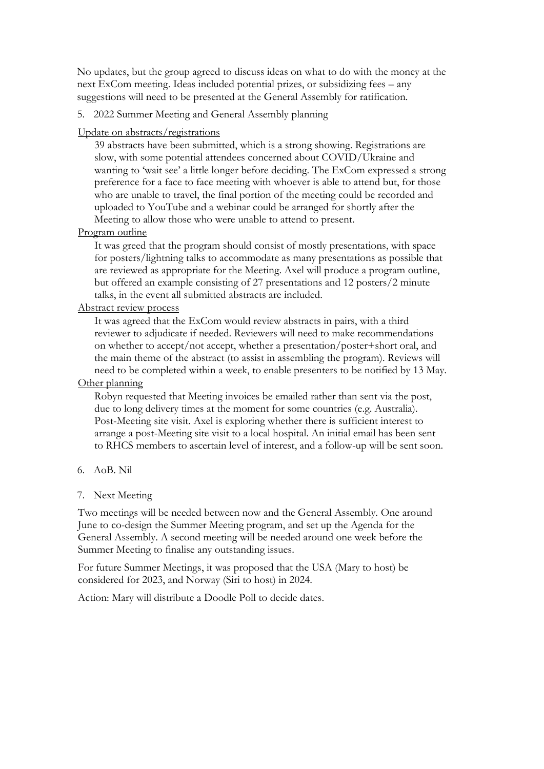No updates, but the group agreed to discuss ideas on what to do with the money at the next ExCom meeting. Ideas included potential prizes, or subsidizing fees – any suggestions will need to be presented at the General Assembly for ratification.

5. 2022 Summer Meeting and General Assembly planning

Update on abstracts/registrations

39 abstracts have been submitted, which is a strong showing. Registrations are slow, with some potential attendees concerned about COVID/Ukraine and wanting to 'wait see' a little longer before deciding. The ExCom expressed a strong preference for a face to face meeting with whoever is able to attend but, for those who are unable to travel, the final portion of the meeting could be recorded and uploaded to YouTube and a webinar could be arranged for shortly after the Meeting to allow those who were unable to attend to present.

Program outline

It was greed that the program should consist of mostly presentations, with space for posters/lightning talks to accommodate as many presentations as possible that are reviewed as appropriate for the Meeting. Axel will produce a program outline, but offered an example consisting of 27 presentations and 12 posters/2 minute talks, in the event all submitted abstracts are included.

Abstract review process

It was agreed that the ExCom would review abstracts in pairs, with a third reviewer to adjudicate if needed. Reviewers will need to make recommendations on whether to accept/not accept, whether a presentation/poster+short oral, and the main theme of the abstract (to assist in assembling the program). Reviews will need to be completed within a week, to enable presenters to be notified by 13 May.

Other planning

Robyn requested that Meeting invoices be emailed rather than sent via the post, due to long delivery times at the moment for some countries (e.g. Australia). Post-Meeting site visit. Axel is exploring whether there is sufficient interest to arrange a post-Meeting site visit to a local hospital. An initial email has been sent to RHCS members to ascertain level of interest, and a follow-up will be sent soon.

6. AoB. Nil

7. Next Meeting

Two meetings will be needed between now and the General Assembly. One around June to co-design the Summer Meeting program, and set up the Agenda for the General Assembly. A second meeting will be needed around one week before the Summer Meeting to finalise any outstanding issues.

For future Summer Meetings, it was proposed that the USA (Mary to host) be considered for 2023, and Norway (Siri to host) in 2024.

Action: Mary will distribute a Doodle Poll to decide dates.